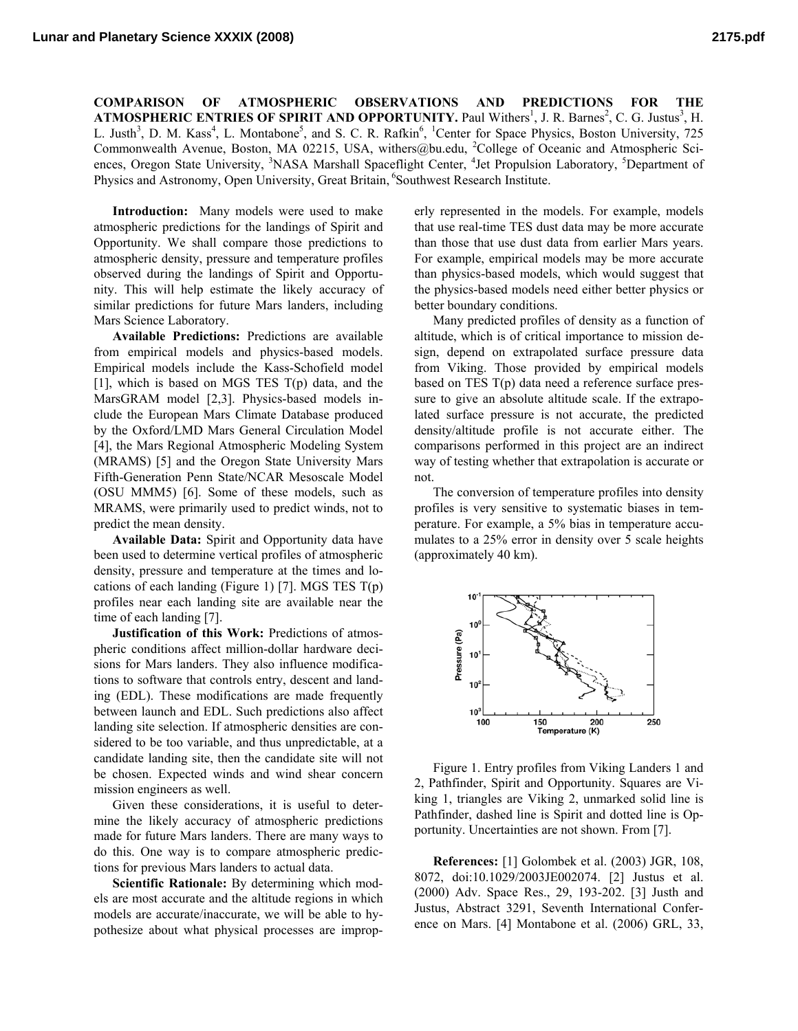**COMPARISON OF ATMOSPHERIC OBSERVATIONS AND PREDICTIONS FOR THE ATMOSPHERIC ENTRIES OF SPIRIT AND OPPORTUNITY.** Paul Withers[1], J. R. Barnes[2], C. G. Justus[3], H. L. Justh[3], D. M. Kass[4], L. Montabone[5], and S. C. R. Rafkin[6], [1]Center for Space Physics, Boston University, 725 Commonwealth Avenue, Boston, MA 02215, USA, withers@bu.edu, [2]College of Oceanic and Atmospheric Sciences, Oregon State University, [3]NASA Marshall Spaceflight Center, [4]Jet Propulsion Laboratory, [5]Department of Physics and Astronomy, Open University, Great Britain, [6]Southwest Research Institute.

**Introduction:** Many models were used to make atmospheric predictions for the landings of Spirit and Opportunity. We shall compare those predictions to atmospheric density, pressure and temperature profiles observed during the landings of Spirit and Opportunity. This will help estimate the likely accuracy of similar predictions for future Mars landers, including Mars Science Laboratory.

**Available Predictions:** Predictions are available from empirical models and physics-based models. Empirical models include the Kass-Schofield model [1], which is based on MGS TES T(p) data, and the MarsGRAM model [2,3]. Physics-based models include the European Mars Climate Database produced by the Oxford/LMD Mars General Circulation Model [4], the Mars Regional Atmospheric Modeling System (MRAMS) [5] and the Oregon State University Mars Fifth-Generation Penn State/NCAR Mesoscale Model (OSU MMM5) [6]. Some of these models, such as MRAMS, were primarily used to predict winds, not to predict the mean density.

**Available Data:** Spirit and Opportunity data have been used to determine vertical profiles of atmospheric density, pressure and temperature at the times and locations of each landing (Figure 1) [7]. MGS TES T(p) profiles near each landing site are available near the time of each landing [7].

**Justification of this Work:** Predictions of atmospheric conditions affect million-dollar hardware decisions for Mars landers. They also influence modifications to software that controls entry, descent and landing (EDL). These modifications are made frequently between launch and EDL. Such predictions also affect landing site selection. If atmospheric densities are considered to be too variable, and thus unpredictable, at a candidate landing site, then the candidate site will not be chosen. Expected winds and wind shear concern mission engineers as well.

Given these considerations, it is useful to determine the likely accuracy of atmospheric predictions made for future Mars landers. There are many ways to do this. One way is to compare atmospheric predictions for previous Mars landers to actual data.

**Scientific Rationale:** By determining which models are most accurate and the altitude regions in which models are accurate/inaccurate, we will be able to hypothesize about what physical processes are improperly represented in the models. For example, models that use real-time TES dust data may be more accurate than those that use dust data from earlier Mars years. For example, empirical models may be more accurate than physics-based models, which would suggest that the physics-based models need either better physics or better boundary conditions.

Many predicted profiles of density as a function of altitude, which is of critical importance to mission design, depend on extrapolated surface pressure data from Viking. Those provided by empirical models based on TES T(p) data need a reference surface pressure to give an absolute altitude scale. If the extrapolated surface pressure is not accurate, the predicted density/altitude profile is not accurate either. The comparisons performed in this project are an indirect way of testing whether that extrapolation is accurate or not.

The conversion of temperature profiles into density profiles is very sensitive to systematic biases in temperature. For example, a 5% bias in temperature accumulates to a 25% error in density over 5 scale heights (approximately 40 km).

Figure 1. Entry profiles from Viking Landers 1 and 2, Pathfinder, Spirit and Opportunity. Squares are Viking 1, triangles are Viking 2, unmarked solid line is Pathfinder, dashed line is Spirit and dotted line is Opportunity. Uncertainties are not shown. From [7].

**References:** [1] Golombek et al. (2003) JGR, 108, 8072, doi:10.1029/2003JE002074. [2] Justus et al. (2000) Adv. Space Res., 29, 193-202. [3] Justh and Justus, Abstract 3291, Seventh International Conference on Mars. [4] Montabone et al. (2006) GRL, 33,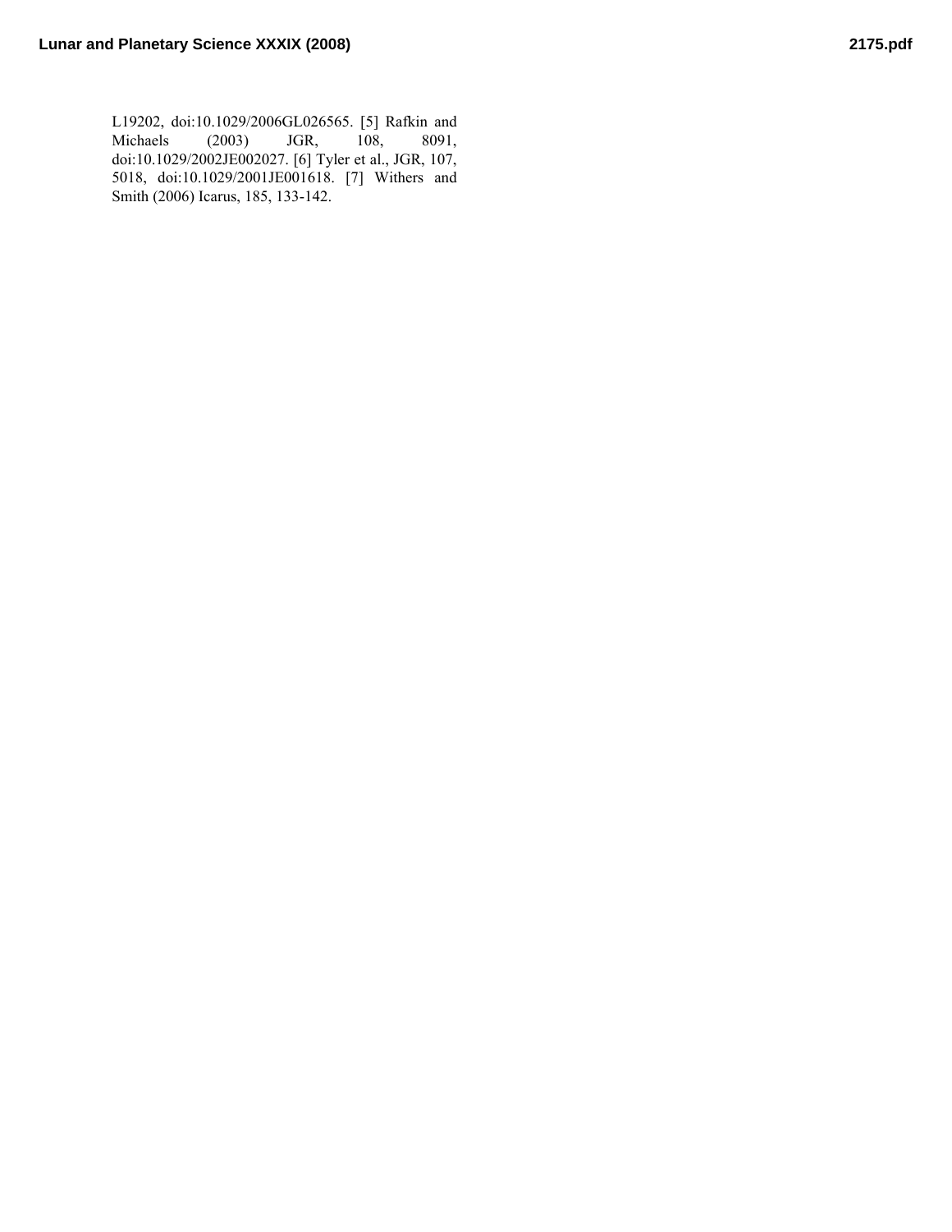L19202, doi:10.1029/2006GL026565. [5] Rafkin and Michaels (2003) JGR, 108, 8091, doi:10.1029/2002JE002027. [6] Tyler et al., JGR, 107, 5018, doi:10.1029/2001JE001618. [7] Withers and Smith (2006) Icarus, 185, 133-142.